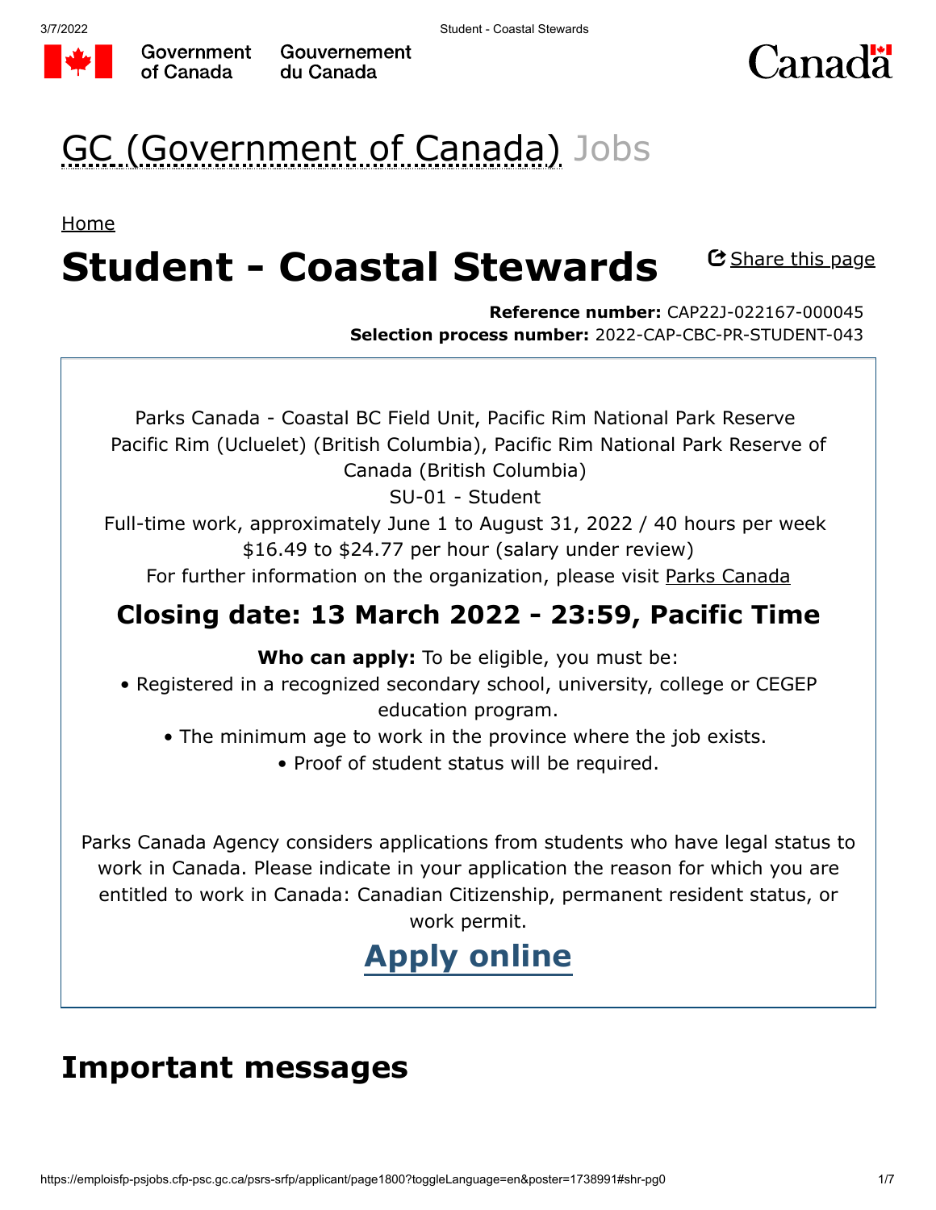Government of Canada / Gouvernement du Canada

Canada

GC (Government of Canada) Jobs

Home

# Student - Coastal Stewards

Share this page

**Reference number:** CAP22J-022167-000045
**Selection process number:** 2022-CAP-CBC-PR-STUDENT-043

Parks Canada - Coastal BC Field Unit, Pacific Rim National Park Reserve
Pacific Rim (Ucluelet) (British Columbia), Pacific Rim National Park Reserve of Canada (British Columbia)
SU-01 - Student
Full-time work, approximately June 1 to August 31, 2022 / 40 hours per week
$16.49 to $24.77 per hour (salary under review)
For further information on the organization, please visit Parks Canada

## Closing date: 13 March 2022 - 23:59, Pacific Time

**Who can apply:** To be eligible, you must be:

- Registered in a recognized secondary school, university, college or CEGEP education program.
- The minimum age to work in the province where the job exists.
- Proof of student status will be required.

Parks Canada Agency considers applications from students who have legal status to work in Canada. Please indicate in your application the reason for which you are entitled to work in Canada: Canadian Citizenship, permanent resident status, or work permit.

**Apply online**

## Important messages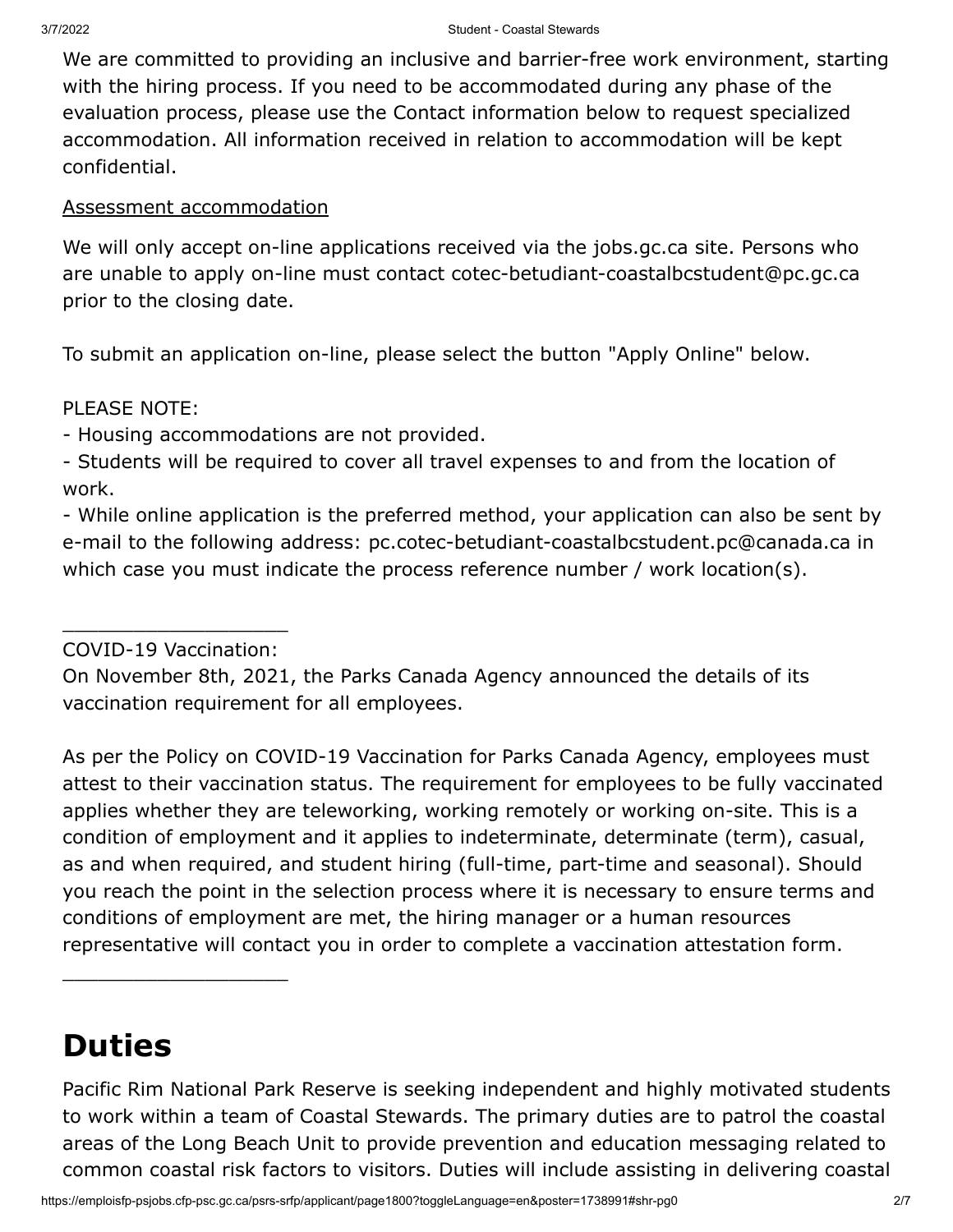We are committed to providing an inclusive and barrier-free work environment, starting with the hiring process. If you need to be accommodated during any phase of the evaluation process, please use the Contact information below to request specialized accommodation. All information received in relation to accommodation will be kept confidential.

Assessment accommodation

We will only accept on-line applications received via the jobs.gc.ca site. Persons who are unable to apply on-line must contact cotec-betudiant-coastalbcstudent@pc.gc.ca prior to the closing date.

To submit an application on-line, please select the button "Apply Online" below.

PLEASE NOTE:
- Housing accommodations are not provided.
- Students will be required to cover all travel expenses to and from the location of work.
- While online application is the preferred method, your application can also be sent by e-mail to the following address: pc.cotec-betudiant-coastalbcstudent.pc@canada.ca in which case you must indicate the process reference number / work location(s).

____________________

COVID-19 Vaccination:
On November 8th, 2021, the Parks Canada Agency announced the details of its vaccination requirement for all employees.

As per the Policy on COVID-19 Vaccination for Parks Canada Agency, employees must attest to their vaccination status. The requirement for employees to be fully vaccinated applies whether they are teleworking, working remotely or working on-site. This is a condition of employment and it applies to indeterminate, determinate (term), casual, as and when required, and student hiring (full-time, part-time and seasonal). Should you reach the point in the selection process where it is necessary to ensure terms and conditions of employment are met, the hiring manager or a human resources representative will contact you in order to complete a vaccination attestation form.

____________________

# Duties

Pacific Rim National Park Reserve is seeking independent and highly motivated students to work within a team of Coastal Stewards. The primary duties are to patrol the coastal areas of the Long Beach Unit to provide prevention and education messaging related to common coastal risk factors to visitors. Duties will include assisting in delivering coastal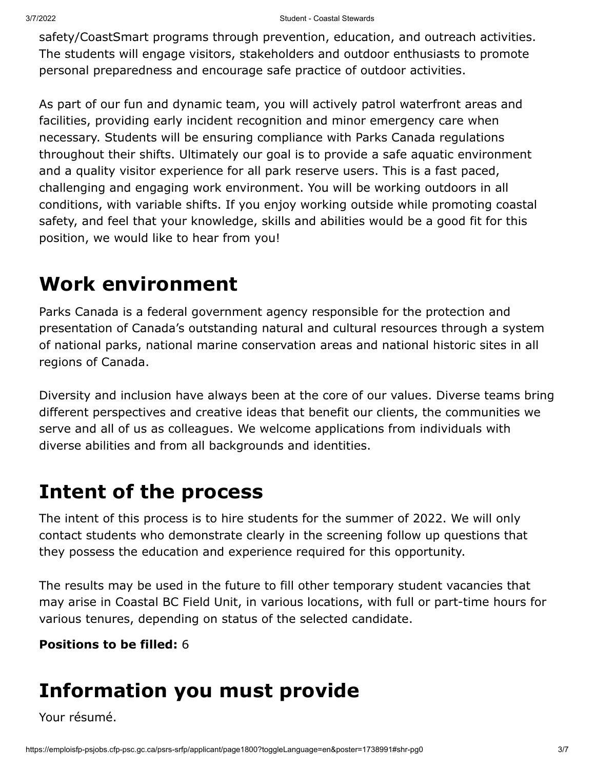safety/CoastSmart programs through prevention, education, and outreach activities. The students will engage visitors, stakeholders and outdoor enthusiasts to promote personal preparedness and encourage safe practice of outdoor activities.

As part of our fun and dynamic team, you will actively patrol waterfront areas and facilities, providing early incident recognition and minor emergency care when necessary. Students will be ensuring compliance with Parks Canada regulations throughout their shifts. Ultimately our goal is to provide a safe aquatic environment and a quality visitor experience for all park reserve users. This is a fast paced, challenging and engaging work environment. You will be working outdoors in all conditions, with variable shifts. If you enjoy working outside while promoting coastal safety, and feel that your knowledge, skills and abilities would be a good fit for this position, we would like to hear from you!

# Work environment

Parks Canada is a federal government agency responsible for the protection and presentation of Canada's outstanding natural and cultural resources through a system of national parks, national marine conservation areas and national historic sites in all regions of Canada.

Diversity and inclusion have always been at the core of our values. Diverse teams bring different perspectives and creative ideas that benefit our clients, the communities we serve and all of us as colleagues. We welcome applications from individuals with diverse abilities and from all backgrounds and identities.

# Intent of the process

The intent of this process is to hire students for the summer of 2022. We will only contact students who demonstrate clearly in the screening follow up questions that they possess the education and experience required for this opportunity.

The results may be used in the future to fill other temporary student vacancies that may arise in Coastal BC Field Unit, in various locations, with full or part-time hours for various tenures, depending on status of the selected candidate.

**Positions to be filled:** 6

# Information you must provide

Your résumé.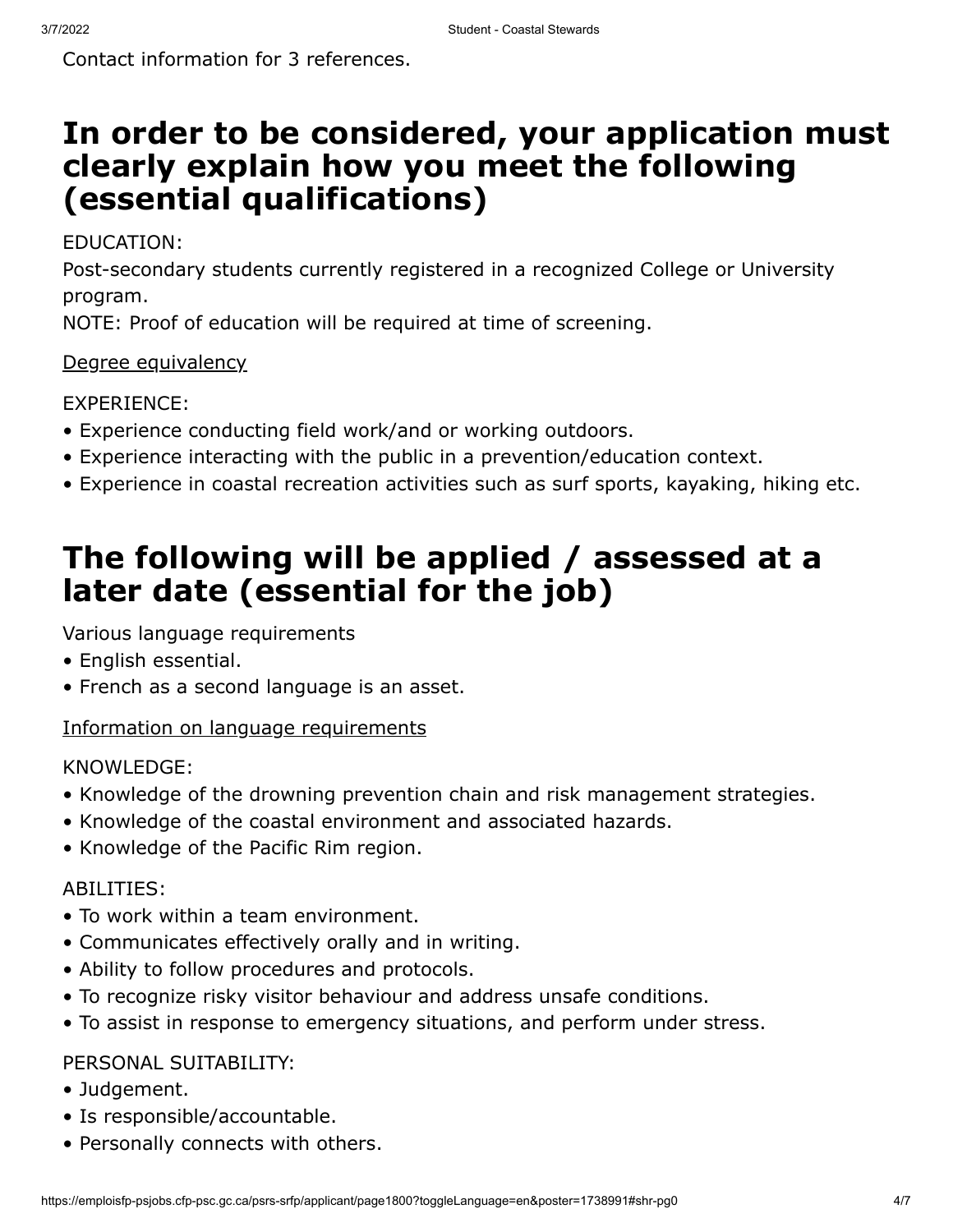Contact information for 3 references.

## In order to be considered, your application must clearly explain how you meet the following (essential qualifications)

EDUCATION:
Post-secondary students currently registered in a recognized College or University program.
NOTE: Proof of education will be required at time of screening.

Degree equivalency

EXPERIENCE:
- Experience conducting field work/and or working outdoors.
- Experience interacting with the public in a prevention/education context.
- Experience in coastal recreation activities such as surf sports, kayaking, hiking etc.

## The following will be applied / assessed at a later date (essential for the job)

Various language requirements
- English essential.
- French as a second language is an asset.

Information on language requirements

KNOWLEDGE:
- Knowledge of the drowning prevention chain and risk management strategies.
- Knowledge of the coastal environment and associated hazards.
- Knowledge of the Pacific Rim region.

ABILITIES:
- To work within a team environment.
- Communicates effectively orally and in writing.
- Ability to follow procedures and protocols.
- To recognize risky visitor behaviour and address unsafe conditions.
- To assist in response to emergency situations, and perform under stress.

PERSONAL SUITABILITY:
- Judgement.
- Is responsible/accountable.
- Personally connects with others.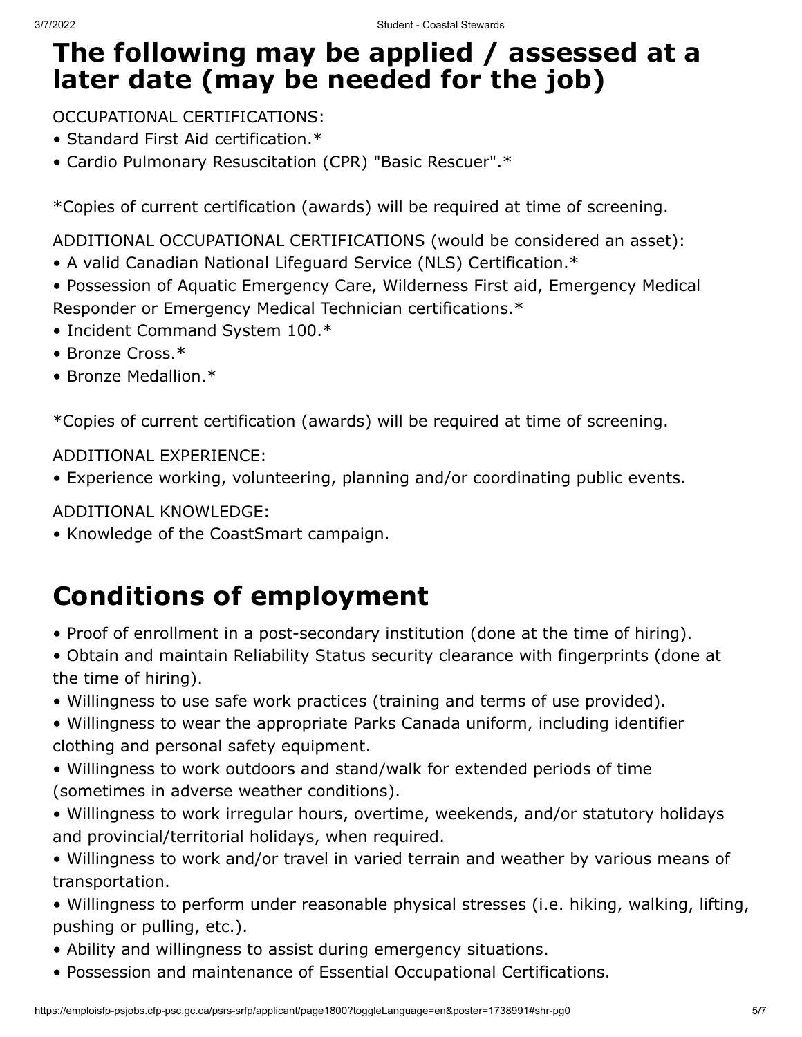## The following may be applied / assessed at a later date (may be needed for the job)

OCCUPATIONAL CERTIFICATIONS:
- Standard First Aid certification.*
- Cardio Pulmonary Resuscitation (CPR) "Basic Rescuer".*

*Copies of current certification (awards) will be required at time of screening.

ADDITIONAL OCCUPATIONAL CERTIFICATIONS (would be considered an asset):
- A valid Canadian National Lifeguard Service (NLS) Certification.*
- Possession of Aquatic Emergency Care, Wilderness First aid, Emergency Medical Responder or Emergency Medical Technician certifications.*
- Incident Command System 100.*
- Bronze Cross.*
- Bronze Medallion.*

*Copies of current certification (awards) will be required at time of screening.

ADDITIONAL EXPERIENCE:
- Experience working, volunteering, planning and/or coordinating public events.

ADDITIONAL KNOWLEDGE:
- Knowledge of the CoastSmart campaign.

## Conditions of employment

- Proof of enrollment in a post-secondary institution (done at the time of hiring).
- Obtain and maintain Reliability Status security clearance with fingerprints (done at the time of hiring).
- Willingness to use safe work practices (training and terms of use provided).
- Willingness to wear the appropriate Parks Canada uniform, including identifier clothing and personal safety equipment.
- Willingness to work outdoors and stand/walk for extended periods of time (sometimes in adverse weather conditions).
- Willingness to work irregular hours, overtime, weekends, and/or statutory holidays and provincial/territorial holidays, when required.
- Willingness to work and/or travel in varied terrain and weather by various means of transportation.
- Willingness to perform under reasonable physical stresses (i.e. hiking, walking, lifting, pushing or pulling, etc.).
- Ability and willingness to assist during emergency situations.
- Possession and maintenance of Essential Occupational Certifications.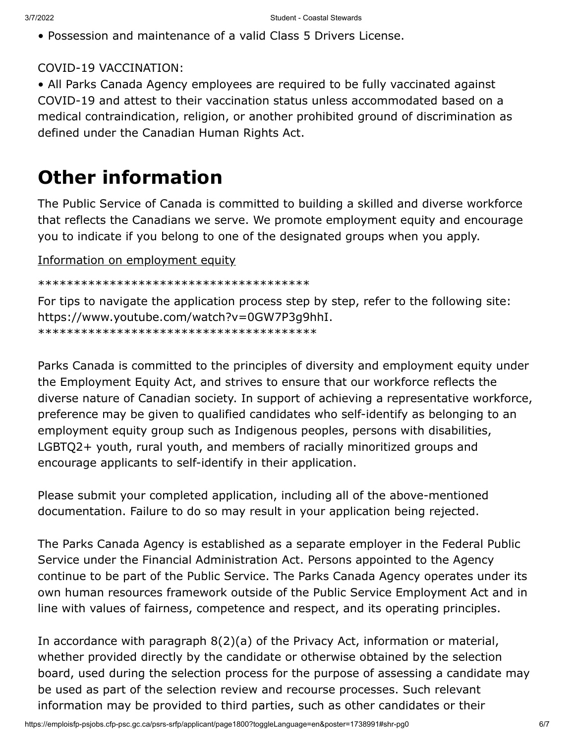• Possession and maintenance of a valid Class 5 Drivers License.

COVID-19 VACCINATION:

• All Parks Canada Agency employees are required to be fully vaccinated against COVID-19 and attest to their vaccination status unless accommodated based on a medical contraindication, religion, or another prohibited ground of discrimination as defined under the Canadian Human Rights Act.

# Other information

The Public Service of Canada is committed to building a skilled and diverse workforce that reflects the Canadians we serve. We promote employment equity and encourage you to indicate if you belong to one of the designated groups when you apply.

Information on employment equity

***************************************

For tips to navigate the application process step by step, refer to the following site: https://www.youtube.com/watch?v=0GW7P3g9hhI.

****************************************

Parks Canada is committed to the principles of diversity and employment equity under the Employment Equity Act, and strives to ensure that our workforce reflects the diverse nature of Canadian society. In support of achieving a representative workforce, preference may be given to qualified candidates who self-identify as belonging to an employment equity group such as Indigenous peoples, persons with disabilities, LGBTQ2+ youth, rural youth, and members of racially minoritized groups and encourage applicants to self-identify in their application.

Please submit your completed application, including all of the above-mentioned documentation. Failure to do so may result in your application being rejected.

The Parks Canada Agency is established as a separate employer in the Federal Public Service under the Financial Administration Act. Persons appointed to the Agency continue to be part of the Public Service. The Parks Canada Agency operates under its own human resources framework outside of the Public Service Employment Act and in line with values of fairness, competence and respect, and its operating principles.

In accordance with paragraph 8(2)(a) of the Privacy Act, information or material, whether provided directly by the candidate or otherwise obtained by the selection board, used during the selection process for the purpose of assessing a candidate may be used as part of the selection review and recourse processes. Such relevant information may be provided to third parties, such as other candidates or their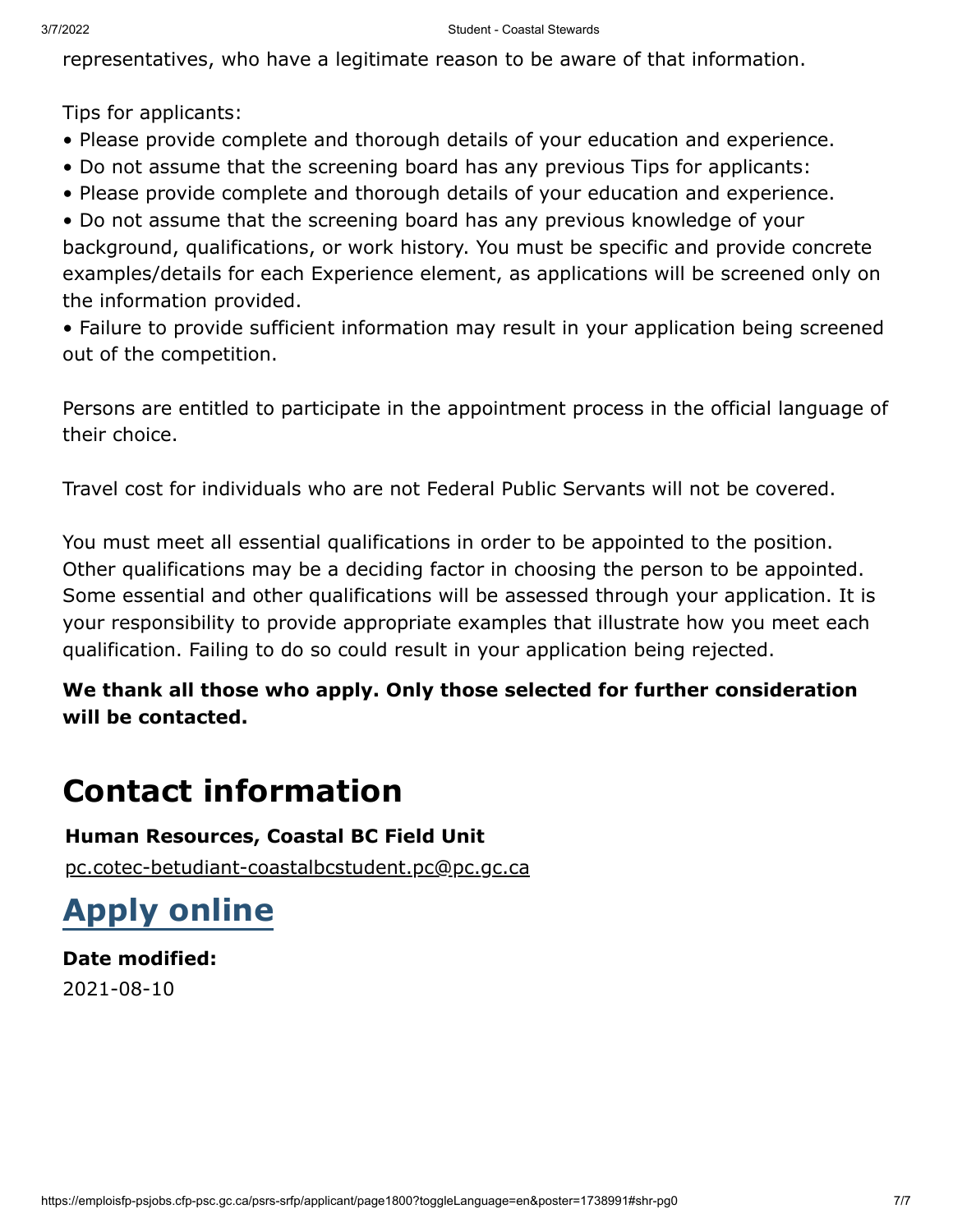representatives, who have a legitimate reason to be aware of that information.

Tips for applicants:

- Please provide complete and thorough details of your education and experience.
- Do not assume that the screening board has any previous Tips for applicants:
- Please provide complete and thorough details of your education and experience.
- Do not assume that the screening board has any previous knowledge of your background, qualifications, or work history. You must be specific and provide concrete examples/details for each Experience element, as applications will be screened only on the information provided.
- Failure to provide sufficient information may result in your application being screened out of the competition.

Persons are entitled to participate in the appointment process in the official language of their choice.

Travel cost for individuals who are not Federal Public Servants will not be covered.

You must meet all essential qualifications in order to be appointed to the position. Other qualifications may be a deciding factor in choosing the person to be appointed. Some essential and other qualifications will be assessed through your application. It is your responsibility to provide appropriate examples that illustrate how you meet each qualification. Failing to do so could result in your application being rejected.

**We thank all those who apply. Only those selected for further consideration will be contacted.**

# Contact information

**Human Resources, Coastal BC Field Unit**

pc.cotec-betudiant-coastalbcstudent.pc@pc.gc.ca

## Apply online

**Date modified:**
2021-08-10